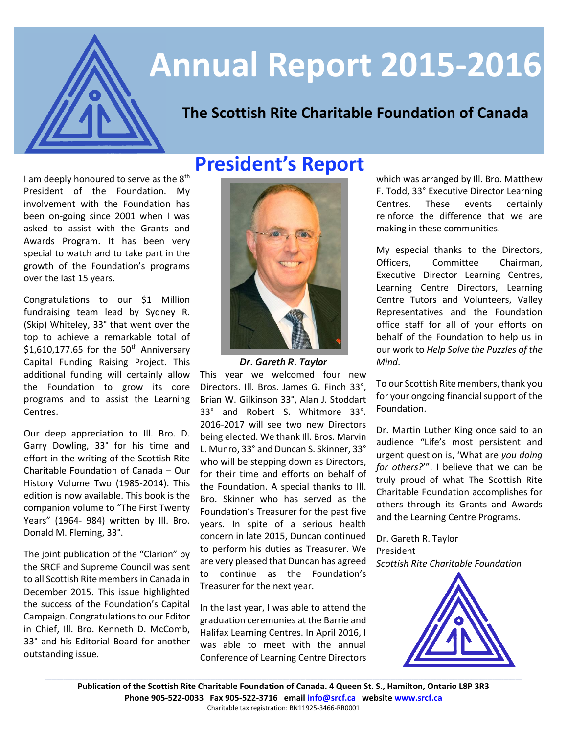# Annual Report 2015-2016

## The Scottish Rite Charitable Foundation of Canada

## President's Report

I am deeply honoured to serve as the 8th President of the Foundation. My involvement with the Foundation has been on-going since 2001 when I was asked to assist with the Grants and Awards Program. It has been very special to watch and to take part in the growth of the Foundation's programs over the last 15 years.

Congratulations to our $1 Million fundraising team lead by Sydney R. (Skip) Whiteley, 33° that went over the top to achieve a remarkable total of $1,610,177.65 for the 50th Anniversary Capital Funding Raising Project. This additional funding will certainly allow the Foundation to grow its core programs and to assist the Learning Centres.

Our deep appreciation to Ill. Bro. D. Garry Dowling, 33° for his time and effort in the writing of the Scottish Rite Charitable Foundation of Canada – Our History Volume Two (1985-2014). This edition is now available. This book is the companion volume to "The First Twenty Years" (1964- 984) written by Ill. Bro. Donald M. Fleming, 33°.

The joint publication of the "Clarion" by the SRCF and Supreme Council was sent to all Scottish Rite members in Canada in December 2015. This issue highlighted the success of the Foundation's Capital Campaign. Congratulations to our Editor in Chief, Ill. Bro. Kenneth D. McComb, 33° and his Editorial Board for another outstanding issue.

***Dr. Gareth R. Taylor***

This year we welcomed four new Directors. Ill. Bros. James G. Finch 33°, Brian W. Gilkinson 33°, Alan J. Stoddart 33° and Robert S. Whitmore 33°. 2016-2017 will see two new Directors being elected. We thank Ill. Bros. Marvin L. Munro, 33° and Duncan S. Skinner, 33° who will be stepping down as Directors, for their time and efforts on behalf of the Foundation. A special thanks to Ill. Bro. Skinner who has served as the Foundation's Treasurer for the past five years. In spite of a serious health concern in late 2015, Duncan continued to perform his duties as Treasurer. We are very pleased that Duncan has agreed to continue as the Foundation's Treasurer for the next year.

In the last year, I was able to attend the graduation ceremonies at the Barrie and Halifax Learning Centres. In April 2016, I was able to meet with the annual Conference of Learning Centre Directors which was arranged by Ill. Bro. Matthew F. Todd, 33° Executive Director Learning Centres. These events certainly reinforce the difference that we are making in these communities.

My especial thanks to the Directors, Officers, Committee Chairman, Executive Director Learning Centres, Learning Centre Directors, Learning Centre Tutors and Volunteers, Valley Representatives and the Foundation office staff for all of your efforts on behalf of the Foundation to help us in our work to *Help Solve the Puzzles of the Mind*.

To our Scottish Rite members, thank you for your ongoing financial support of the Foundation.

Dr. Martin Luther King once said to an audience "Life's most persistent and urgent question is, 'What are *you doing for others?*'". I believe that we can be truly proud of what The Scottish Rite Charitable Foundation accomplishes for others through its Grants and Awards and the Learning Centre Programs.

Dr. Gareth R. Taylor
President
*Scottish Rite Charitable Foundation*

---

**Publication of the Scottish Rite Charitable Foundation of Canada. 4 Queen St. S., Hamilton, Ontario L8P 3R3**
**Phone 905-522-0033 Fax 905-522-3716 email info@srcf.ca website www.srcf.ca**
Charitable tax registration: BN11925-3466-RR0001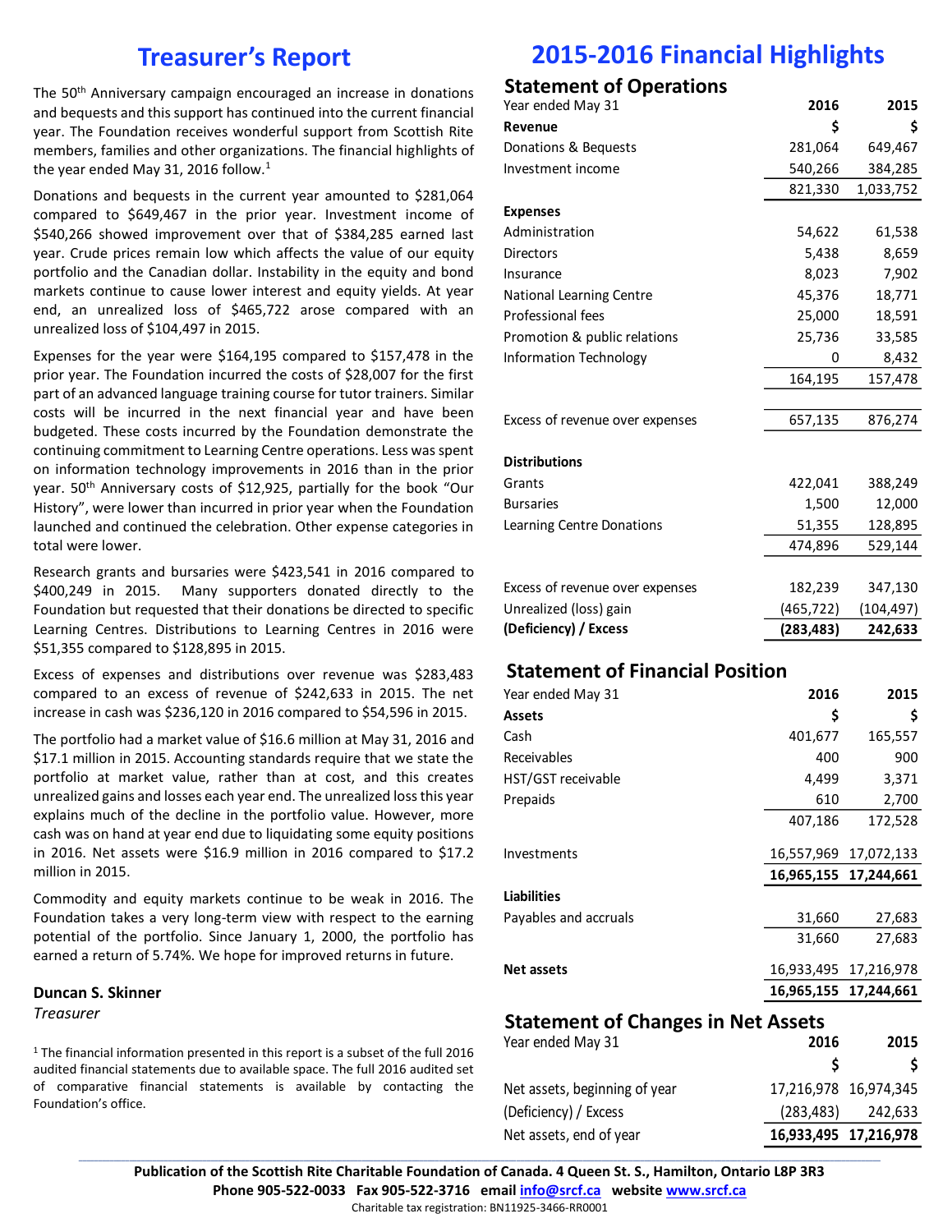# Treasurer's Report

The 50th Anniversary campaign encouraged an increase in donations and bequests and this support has continued into the current financial year. The Foundation receives wonderful support from Scottish Rite members, families and other organizations. The financial highlights of the year ended May 31, 2016 follow.[1]

Donations and bequests in the current year amounted to $281,064 compared to $649,467 in the prior year. Investment income of $540,266 showed improvement over that of $384,285 earned last year. Crude prices remain low which affects the value of our equity portfolio and the Canadian dollar. Instability in the equity and bond markets continue to cause lower interest and equity yields. At year end, an unrealized loss of $465,722 arose compared with an unrealized loss of $104,497 in 2015.

Expenses for the year were $164,195 compared to $157,478 in the prior year. The Foundation incurred the costs of $28,007 for the first part of an advanced language training course for tutor trainers. Similar costs will be incurred in the next financial year and have been budgeted. These costs incurred by the Foundation demonstrate the continuing commitment to Learning Centre operations. Less was spent on information technology improvements in 2016 than in the prior year. 50th Anniversary costs of $12,925, partially for the book "Our History", were lower than incurred in prior year when the Foundation launched and continued the celebration. Other expense categories in total were lower.

Research grants and bursaries were $423,541 in 2016 compared to $400,249 in 2015. Many supporters donated directly to the Foundation but requested that their donations be directed to specific Learning Centres. Distributions to Learning Centres in 2016 were $51,355 compared to $128,895 in 2015.

Excess of expenses and distributions over revenue was $283,483 compared to an excess of revenue of $242,633 in 2015. The net increase in cash was $236,120 in 2016 compared to $54,596 in 2015.

The portfolio had a market value of $16.6 million at May 31, 2016 and $17.1 million in 2015. Accounting standards require that we state the portfolio at market value, rather than at cost, and this creates unrealized gains and losses each year end. The unrealized loss this year explains much of the decline in the portfolio value. However, more cash was on hand at year end due to liquidating some equity positions in 2016. Net assets were $16.9 million in 2016 compared to $17.2 million in 2015.

Commodity and equity markets continue to be weak in 2016. The Foundation takes a very long-term view with respect to the earning potential of the portfolio. Since January 1, 2000, the portfolio has earned a return of 5.74%. We hope for improved returns in future.

**Duncan S. Skinner**
*Treasurer*

[1] The financial information presented in this report is a subset of the full 2016 audited financial statements due to available space. The full 2016 audited set of comparative financial statements is available by contacting the Foundation's office.

# 2015-2016 Financial Highlights

## Statement of Operations

| Year ended May 31 | 2016 | 2015 |
|---|---|---|
| **Revenue** | **$** | **$** |
| Donations & Bequests | 281,064 | 649,467 |
| Investment income | 540,266 | 384,285 |
| | 821,330 | 1,033,752 |
| **Expenses** | | |
| Administration | 54,622 | 61,538 |
| Directors | 5,438 | 8,659 |
| Insurance | 8,023 | 7,902 |
| National Learning Centre | 45,376 | 18,771 |
| Professional fees | 25,000 | 18,591 |
| Promotion & public relations | 25,736 | 33,585 |
| Information Technology | 0 | 8,432 |
| | 164,195 | 157,478 |
| Excess of revenue over expenses | 657,135 | 876,274 |
| **Distributions** | | |
| Grants | 422,041 | 388,249 |
| Bursaries | 1,500 | 12,000 |
| Learning Centre Donations | 51,355 | 128,895 |
| | 474,896 | 529,144 |
| Excess of revenue over expenses | 182,239 | 347,130 |
| Unrealized (loss) gain | (465,722) | (104,497) |
| **(Deficiency) / Excess** | **(283,483)** | **242,633** |

## Statement of Financial Position

| Year ended May 31 | 2016 | 2015 |
|---|---|---|
| **Assets** | **$** | **$** |
| Cash | 401,677 | 165,557 |
| Receivables | 400 | 900 |
| HST/GST receivable | 4,499 | 3,371 |
| Prepaids | 610 | 2,700 |
| | 407,186 | 172,528 |
| Investments | 16,557,969 | 17,072,133 |
| | **16,965,155** | **17,244,661** |
| **Liabilities** | | |
| Payables and accruals | 31,660 | 27,683 |
| | 31,660 | 27,683 |
| **Net assets** | 16,933,495 | 17,216,978 |
| | **16,965,155** | **17,244,661** |

## Statement of Changes in Net Assets

| Year ended May 31 | 2016 | 2015 |
|---|---|---|
| | **$** | **$** |
| Net assets, beginning of year | 17,216,978 | 16,974,345 |
| (Deficiency) / Excess | (283,483) | 242,633 |
| Net assets, end of year | **16,933,495** | **17,216,978** |

**Publication of the Scottish Rite Charitable Foundation of Canada. 4 Queen St. S., Hamilton, Ontario L8P 3R3**
**Phone 905-522-0033 Fax 905-522-3716 email info@srcf.ca website www.srcf.ca**
Charitable tax registration: BN11925-3466-RR0001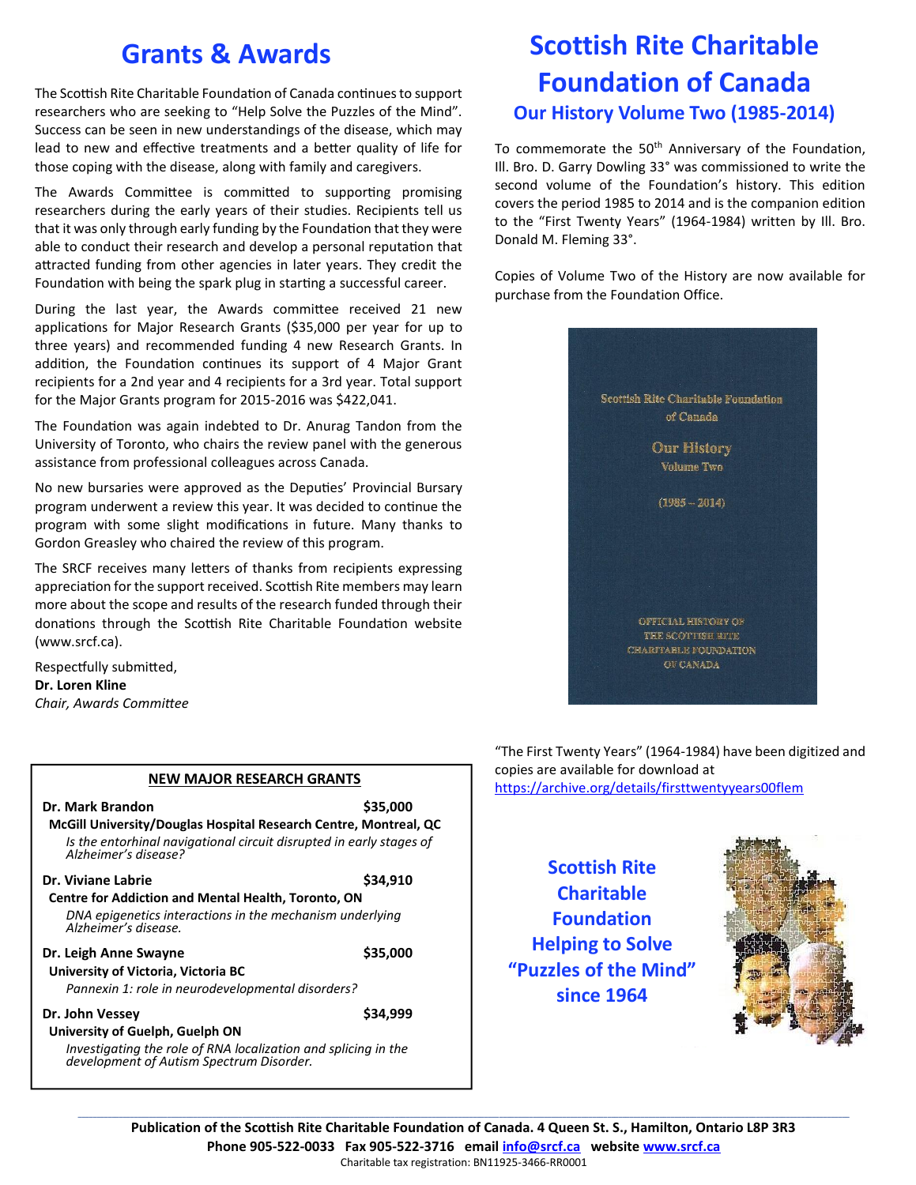# Grants & Awards

The Scottish Rite Charitable Foundation of Canada continues to support researchers who are seeking to "Help Solve the Puzzles of the Mind". Success can be seen in new understandings of the disease, which may lead to new and effective treatments and a better quality of life for those coping with the disease, along with family and caregivers.

The Awards Committee is committed to supporting promising researchers during the early years of their studies. Recipients tell us that it was only through early funding by the Foundation that they were able to conduct their research and develop a personal reputation that attracted funding from other agencies in later years. They credit the Foundation with being the spark plug in starting a successful career.

During the last year, the Awards committee received 21 new applications for Major Research Grants ($35,000 per year for up to three years) and recommended funding 4 new Research Grants. In addition, the Foundation continues its support of 4 Major Grant recipients for a 2nd year and 4 recipients for a 3rd year. Total support for the Major Grants program for 2015-2016 was $422,041.

The Foundation was again indebted to Dr. Anurag Tandon from the University of Toronto, who chairs the review panel with the generous assistance from professional colleagues across Canada.

No new bursaries were approved as the Deputies' Provincial Bursary program underwent a review this year. It was decided to continue the program with some slight modifications in future. Many thanks to Gordon Greasley who chaired the review of this program.

The SRCF receives many letters of thanks from recipients expressing appreciation for the support received. Scottish Rite members may learn more about the scope and results of the research funded through their donations through the Scottish Rite Charitable Foundation website (www.srcf.ca).

Respectfully submitted,
**Dr. Loren Kline**
*Chair, Awards Committee*

## NEW MAJOR RESEARCH GRANTS

**Dr. Mark Brandon** — **$35,000**
**McGill University/Douglas Hospital Research Centre, Montreal, QC**
*Is the entorhinal navigational circuit disrupted in early stages of Alzheimer's disease?*

**Dr. Viviane Labrie** — **$34,910**
**Centre for Addiction and Mental Health, Toronto, ON**
*DNA epigenetics interactions in the mechanism underlying Alzheimer's disease.*

**Dr. Leigh Anne Swayne** — **$35,000**
**University of Victoria, Victoria BC**
*Pannexin 1: role in neurodevelopmental disorders?*

**Dr. John Vessey** — **$34,999**
**University of Guelph, Guelph ON**
*Investigating the role of RNA localization and splicing in the development of Autism Spectrum Disorder.*

# Scottish Rite Charitable Foundation of Canada

## Our History Volume Two (1985-2014)

To commemorate the 50th Anniversary of the Foundation, Ill. Bro. D. Garry Dowling 33° was commissioned to write the second volume of the Foundation's history. This edition covers the period 1985 to 2014 and is the companion edition to the "First Twenty Years" (1964-1984) written by Ill. Bro. Donald M. Fleming 33°.

Copies of Volume Two of the History are now available for purchase from the Foundation Office.

Scottish Rite Charitable Foundation of Canada
Our History
Volume Two
(1985 – 2014)
OFFICIAL HISTORY OF THE SCOTTISH RITE CHARITABLE FOUNDATION OF CANADA

"The First Twenty Years" (1964-1984) have been digitized and copies are available for download at https://archive.org/details/firsttwentyyears00flem

**Scottish Rite Charitable Foundation Helping to Solve "Puzzles of the Mind" since 1964**

**Publication of the Scottish Rite Charitable Foundation of Canada. 4 Queen St. S., Hamilton, Ontario L8P 3R3**
**Phone 905-522-0033 Fax 905-522-3716 email info@srcf.ca website www.srcf.ca**
Charitable tax registration: BN11925-3466-RR0001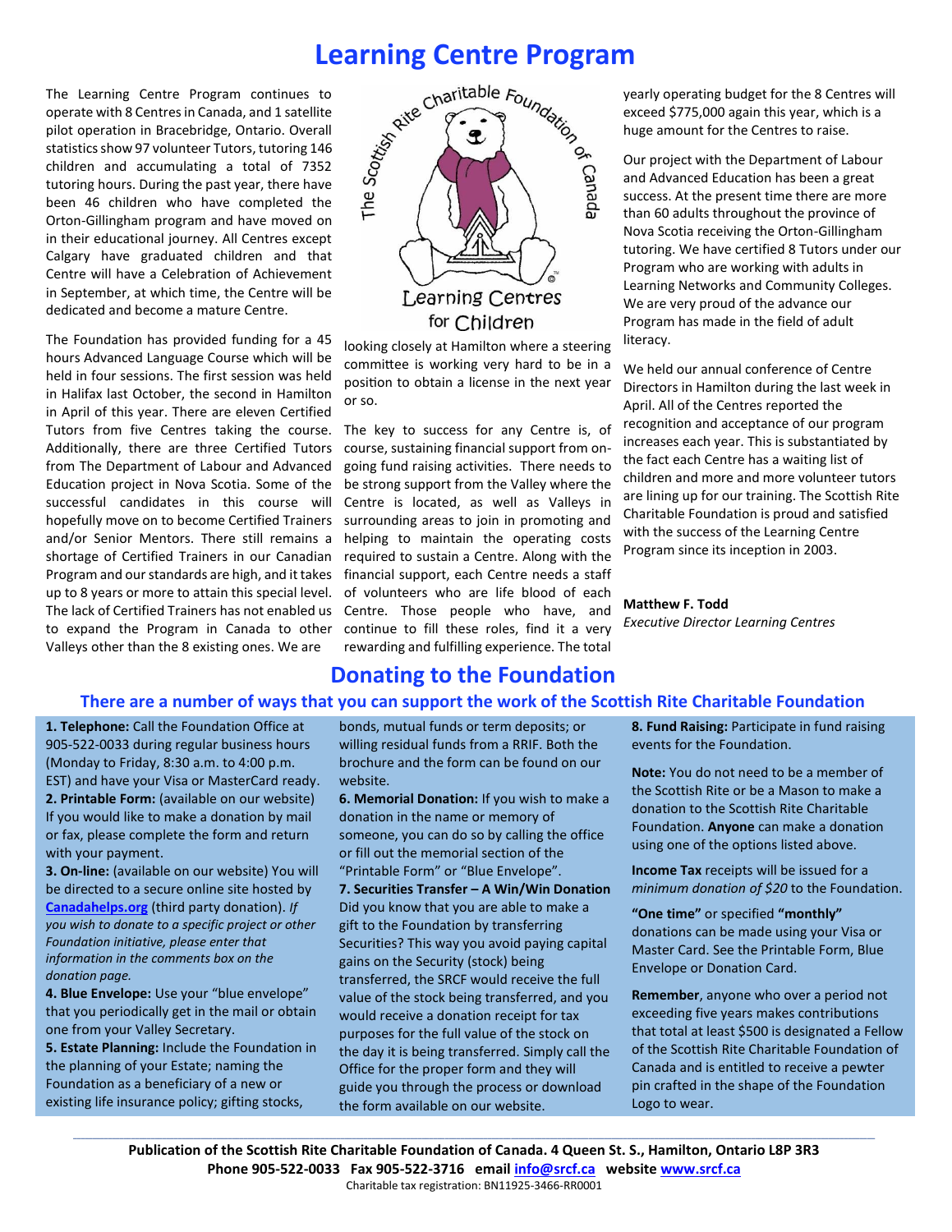# Learning Centre Program

The Learning Centre Program continues to operate with 8 Centres in Canada, and 1 satellite pilot operation in Bracebridge, Ontario. Overall statistics show 97 volunteer Tutors, tutoring 146 children and accumulating a total of 7352 tutoring hours. During the past year, there have been 46 children who have completed the Orton-Gillingham program and have moved on in their educational journey. All Centres except Calgary have graduated children and that Centre will have a Celebration of Achievement in September, at which time, the Centre will be dedicated and become a mature Centre.

The Foundation has provided funding for a 45 hours Advanced Language Course which will be held in four sessions. The first session was held in Halifax last October, the second in Hamilton in April of this year. There are eleven Certified Tutors from five Centres taking the course. Additionally, there are three Certified Tutors from The Department of Labour and Advanced Education project in Nova Scotia. Some of the successful candidates in this course will hopefully move on to become Certified Trainers and/or Senior Mentors. There still remains a shortage of Certified Trainers in our Canadian Program and our standards are high, and it takes up to 8 years or more to attain this special level. The lack of Certified Trainers has not enabled us to expand the Program in Canada to other Valleys other than the 8 existing ones. We are looking closely at Hamilton where a steering committee is working very hard to be in a position to obtain a license in the next year or so.

The Scottish Rite Charitable Foundation of Canada
Learning Centres for Children

The key to success for any Centre is, of course, sustaining financial support from on-going fund raising activities. There needs to be strong support from the Valley where the Centre is located, as well as Valleys in surrounding areas to join in promoting and helping to maintain the operating costs required to sustain a Centre. Along with the financial support, each Centre needs a staff of volunteers who are life blood of each Centre. Those people who have, and continue to fill these roles, find it a very rewarding and fulfilling experience. The total yearly operating budget for the 8 Centres will exceed $775,000 again this year, which is a huge amount for the Centres to raise.

Our project with the Department of Labour and Advanced Education has been a great success. At the present time there are more than 60 adults throughout the province of Nova Scotia receiving the Orton-Gillingham tutoring. We have certified 8 Tutors under our Program who are working with adults in Learning Networks and Community Colleges. We are very proud of the advance our Program has made in the field of adult literacy.

We held our annual conference of Centre Directors in Hamilton during the last week in April. All of the Centres reported the recognition and acceptance of our program increases each year. This is substantiated by the fact each Centre has a waiting list of children and more and more volunteer tutors are lining up for our training. The Scottish Rite Charitable Foundation is proud and satisfied with the success of the Learning Centre Program since its inception in 2003.

**Matthew F. Todd**
*Executive Director Learning Centres*

# Donating to the Foundation

## There are a number of ways that you can support the work of the Scottish Rite Charitable Foundation

**1. Telephone:** Call the Foundation Office at 905-522-0033 during regular business hours (Monday to Friday, 8:30 a.m. to 4:00 p.m. EST) and have your Visa or MasterCard ready.

**2. Printable Form:** (available on our website) If you would like to make a donation by mail or fax, please complete the form and return with your payment.

**3. On-line:** (available on our website) You will be directed to a secure online site hosted by **Canadahelps.org** (third party donation). *If you wish to donate to a specific project or other Foundation initiative, please enter that information in the comments box on the donation page.*

**4. Blue Envelope:** Use your "blue envelope" that you periodically get in the mail or obtain one from your Valley Secretary.

**5. Estate Planning:** Include the Foundation in the planning of your Estate; naming the Foundation as a beneficiary of a new or existing life insurance policy; gifting stocks, bonds, mutual funds or term deposits; or willing residual funds from a RRIF. Both the brochure and the form can be found on our website.

**6. Memorial Donation:** If you wish to make a donation in the name or memory of someone, you can do so by calling the office or fill out the memorial section of the "Printable Form" or "Blue Envelope".

**7. Securities Transfer – A Win/Win Donation** Did you know that you are able to make a gift to the Foundation by transferring Securities? This way you avoid paying capital gains on the Security (stock) being transferred, the SRCF would receive the full value of the stock being transferred, and you would receive a donation receipt for tax purposes for the full value of the stock on the day it is being transferred. Simply call the Office for the proper form and they will guide you through the process or download the form available on our website.

**8. Fund Raising:** Participate in fund raising events for the Foundation.

**Note:** You do not need to be a member of the Scottish Rite or be a Mason to make a donation to the Scottish Rite Charitable Foundation. **Anyone** can make a donation using one of the options listed above.

**Income Tax** receipts will be issued for a *minimum donation of $20* to the Foundation.

**"One time"** or specified **"monthly"** donations can be made using your Visa or Master Card. See the Printable Form, Blue Envelope or Donation Card.

**Remember**, anyone who over a period not exceeding five years makes contributions that total at least $500 is designated a Fellow of the Scottish Rite Charitable Foundation of Canada and is entitled to receive a pewter pin crafted in the shape of the Foundation Logo to wear.

**Publication of the Scottish Rite Charitable Foundation of Canada. 4 Queen St. S., Hamilton, Ontario L8P 3R3**
**Phone 905-522-0033 Fax 905-522-3716 email info@srcf.ca website www.srcf.ca**
Charitable tax registration: BN11925-3466-RR0001